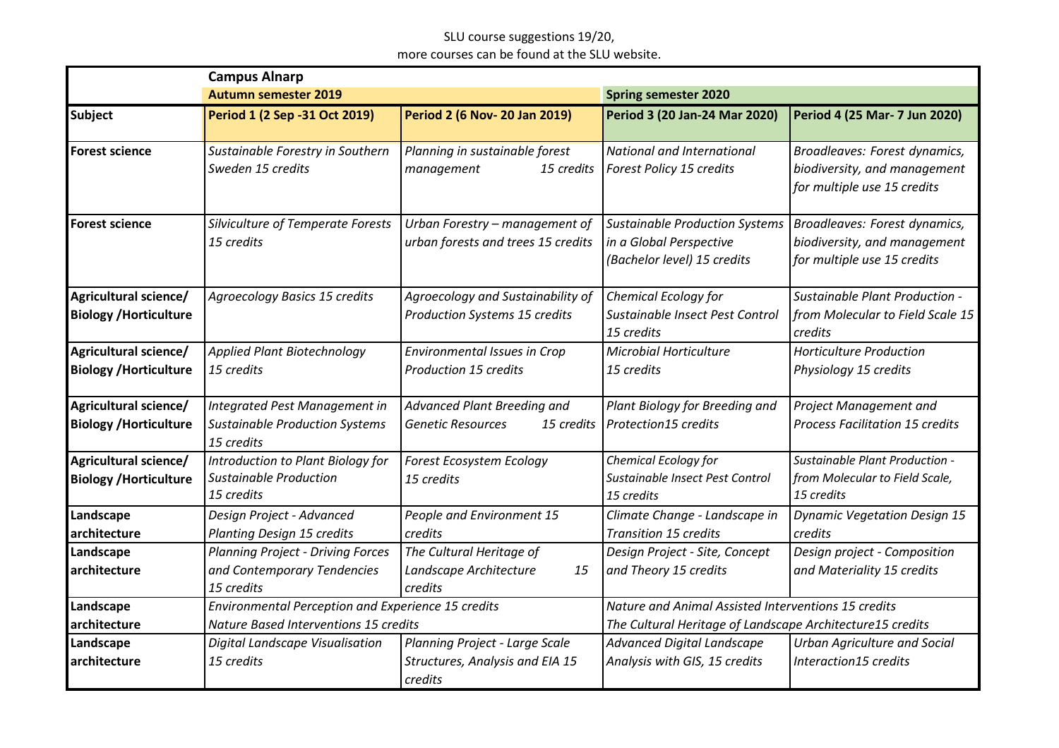SLU course suggestions 19/20,
more courses can be found at the SLU website.

| | Campus Alnarp | | | |
|---|---|---|---|---|
| | Autumn semester 2019 | | Spring semester 2020 | |
| **Subject** | **Period 1 (2 Sep -31 Oct 2019)** | **Period 2 (6 Nov- 20 Jan 2019)** | **Period 3 (20 Jan-24 Mar 2020)** | **Period 4 (25 Mar- 7 Jun 2020)** |
| **Forest science** | *Sustainable Forestry in Southern Sweden 15 credits* | *Planning in sustainable forest management 15 credits* | *National and International Forest Policy 15 credits* | *Broadleaves: Forest dynamics, biodiversity, and management for multiple use 15 credits* |
| **Forest science** | *Silviculture of Temperate Forests 15 credits* | *Urban Forestry – management of urban forests and trees 15 credits* | *Sustainable Production Systems in a Global Perspective (Bachelor level) 15 credits* | *Broadleaves: Forest dynamics, biodiversity, and management for multiple use 15 credits* |
| **Agricultural science/ Biology /Horticulture** | *Agroecology Basics 15 credits* | *Agroecology and Sustainability of Production Systems 15 credits* | *Chemical Ecology for Sustainable Insect Pest Control 15 credits* | *Sustainable Plant Production - from Molecular to Field Scale 15 credits* |
| **Agricultural science/ Biology /Horticulture** | *Applied Plant Biotechnology 15 credits* | *Environmental Issues in Crop Production 15 credits* | *Microbial Horticulture 15 credits* | *Horticulture Production Physiology 15 credits* |
| **Agricultural science/ Biology /Horticulture** | *Integrated Pest Management in Sustainable Production Systems 15 credits* | *Advanced Plant Breeding and Genetic Resources 15 credits* | *Plant Biology for Breeding and Protection15 credits* | *Project Management and Process Facilitation 15 credits* |
| **Agricultural science/ Biology /Horticulture** | *Introduction to Plant Biology for Sustainable Production 15 credits* | *Forest Ecosystem Ecology 15 credits* | *Chemical Ecology for Sustainable Insect Pest Control 15 credits* | *Sustainable Plant Production - from Molecular to Field Scale, 15 credits* |
| **Landscape architecture** | *Design Project - Advanced Planting Design 15 credits* | *People and Environment 15 credits* | *Climate Change - Landscape in Transition 15 credits* | *Dynamic Vegetation Design 15 credits* |
| **Landscape architecture** | *Planning Project - Driving Forces and Contemporary Tendencies 15 credits* | *The Cultural Heritage of Landscape Architecture 15 credits* | *Design Project - Site, Concept and Theory 15 credits* | *Design project - Composition and Materiality 15 credits* |
| **Landscape architecture** | *Environmental Perception and Experience 15 credits*<br>*Nature Based Interventions 15 credits* | | *Nature and Animal Assisted Interventions 15 credits*<br>*The Cultural Heritage of Landscape Architecture15 credits* | |
| **Landscape architecture** | *Digital Landscape Visualisation 15 credits* | *Planning Project - Large Scale Structures, Analysis and EIA 15 credits* | *Advanced Digital Landscape Analysis with GIS, 15 credits* | *Urban Agriculture and Social Interaction15 credits* |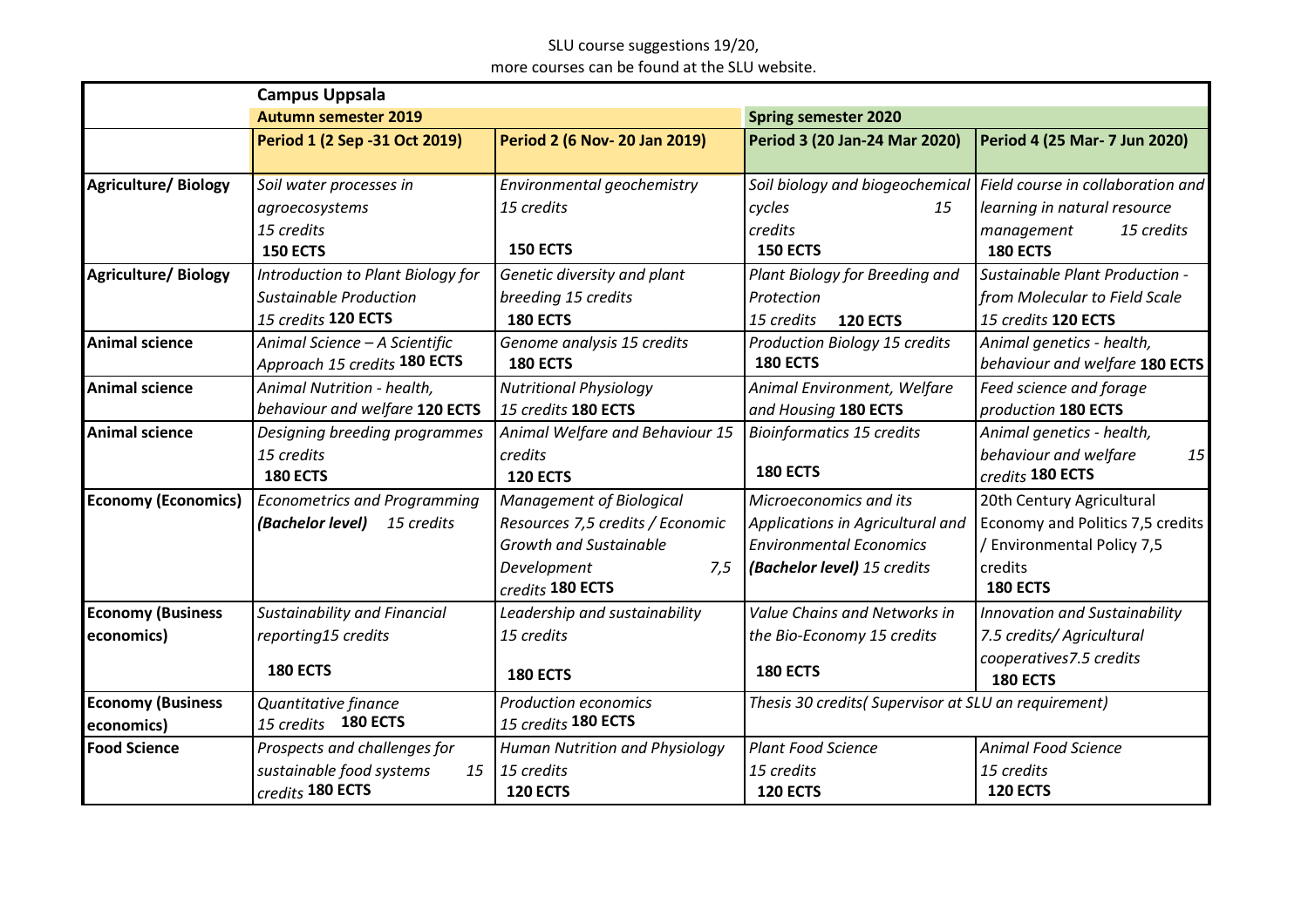SLU course suggestions 19/20,
more courses can be found at the SLU website.

| | Campus Uppsala | | | |
|---|---|---|---|---|
| | **Autumn semester 2019** | | **Spring semester 2020** | |
| | **Period 1 (2 Sep -31 Oct 2019)** | **Period 2 (6 Nov- 20 Jan 2019)** | **Period 3 (20 Jan-24 Mar 2020)** | **Period 4 (25 Mar- 7 Jun 2020)** |
| **Agriculture/ Biology** | *Soil water processes in agroecosystems 15 credits* **150 ECTS** | *Environmental geochemistry 15 credits* **150 ECTS** | *Soil biology and biogeochemical cycles 15 credits* **150 ECTS** | *Field course in collaboration and learning in natural resource management 15 credits* **180 ECTS** |
| **Agriculture/ Biology** | *Introduction to Plant Biology for Sustainable Production 15 credits* **120 ECTS** | *Genetic diversity and plant breeding 15 credits* **180 ECTS** | *Plant Biology for Breeding and Protection 15 credits* **120 ECTS** | *Sustainable Plant Production - from Molecular to Field Scale 15 credits* **120 ECTS** |
| **Animal science** | *Animal Science – A Scientific Approach 15 credits* **180 ECTS** | *Genome analysis 15 credits* **180 ECTS** | *Production Biology 15 credits* **180 ECTS** | *Animal genetics - health, behaviour and welfare* **180 ECTS** |
| **Animal science** | *Animal Nutrition - health, behaviour and welfare* **120 ECTS** | *Nutritional Physiology 15 credits* **180 ECTS** | *Animal Environment, Welfare and Housing* **180 ECTS** | *Feed science and forage production* **180 ECTS** |
| **Animal science** | *Designing breeding programmes 15 credits* **180 ECTS** | *Animal Welfare and Behaviour 15 credits* **120 ECTS** | *Bioinformatics 15 credits* **180 ECTS** | *Animal genetics - health, behaviour and welfare 15 credits* **180 ECTS** |
| **Economy (Economics)** | *Econometrics and Programming* ***(Bachelor level)*** *15 credits* | *Management of Biological Resources 7,5 credits / Economic Growth and Sustainable Development 7,5 credits* **180 ECTS** | *Microeconomics and its Applications in Agricultural and Environmental Economics* ***(Bachelor level)*** *15 credits* | 20th Century Agricultural Economy and Politics 7,5 credits / Environmental Policy 7,5 credits **180 ECTS** |
| **Economy (Business economics)** | *Sustainability and Financial reporting15 credits* **180 ECTS** | *Leadership and sustainability 15 credits* **180 ECTS** | *Value Chains and Networks in the Bio-Economy 15 credits* **180 ECTS** | *Innovation and Sustainability 7.5 credits/ Agricultural cooperatives7.5 credits* **180 ECTS** |
| **Economy (Business economics)** | *Quantitative finance 15 credits* **180 ECTS** | *Production economics 15 credits* **180 ECTS** | *Thesis 30 credits( Supervisor at SLU an requirement)* | |
| **Food Science** | *Prospects and challenges for sustainable food systems 15 credits* **180 ECTS** | *Human Nutrition and Physiology 15 credits* **120 ECTS** | *Plant Food Science 15 credits* **120 ECTS** | *Animal Food Science 15 credits* **120 ECTS** |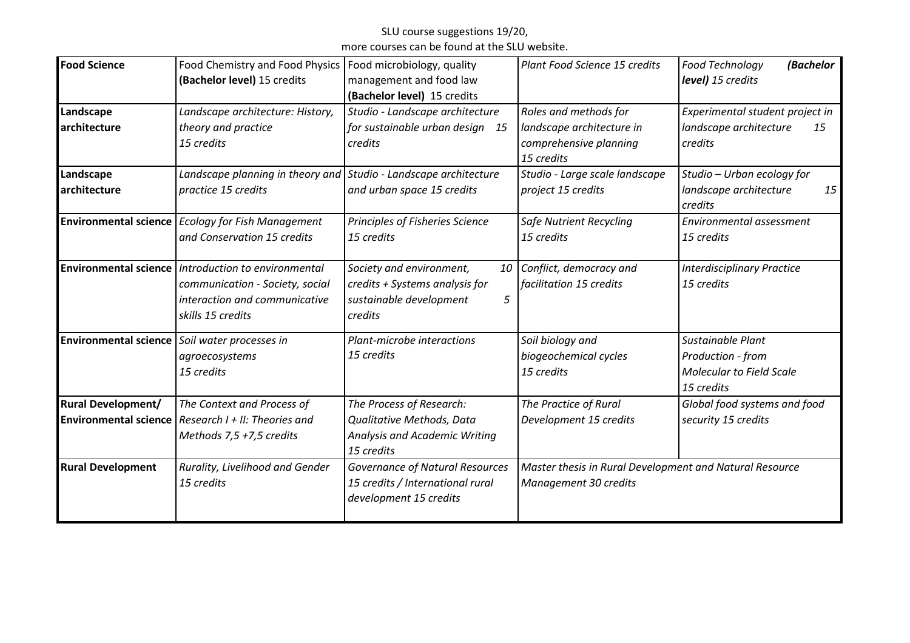SLU course suggestions 19/20,
more courses can be found at the SLU website.

| | | | | |
|---|---|---|---|---|
| **Food Science** | Food Chemistry and Food Physics **(Bachelor level)** 15 credits | Food microbiology, quality management and food law **(Bachelor level)** 15 credits | *Plant Food Science 15 credits* | *Food Technology **(Bachelor level)** 15 credits* |
| **Landscape architecture** | *Landscape architecture: History, theory and practice 15 credits* | *Studio - Landscape architecture for sustainable urban design 15 credits* | *Roles and methods for landscape architecture in comprehensive planning 15 credits* | *Experimental student project in landscape architecture 15 credits* |
| **Landscape architecture** | *Landscape planning in theory and practice 15 credits* | *Studio - Landscape architecture and urban space 15 credits* | *Studio - Large scale landscape project 15 credits* | *Studio – Urban ecology for landscape architecture 15 credits* |
| **Environmental science** | *Ecology for Fish Management and Conservation 15 credits* | *Principles of Fisheries Science 15 credits* | *Safe Nutrient Recycling 15 credits* | *Environmental assessment 15 credits* |
| **Environmental science** | *Introduction to environmental communication - Society, social interaction and communicative skills 15 credits* | *Society and environment, 10 credits + Systems analysis for sustainable development 5 credits* | *Conflict, democracy and facilitation 15 credits* | *Interdisciplinary Practice 15 credits* |
| **Environmental science** | *Soil water processes in agroecosystems 15 credits* | *Plant-microbe interactions 15 credits* | *Soil biology and biogeochemical cycles 15 credits* | *Sustainable Plant Production - from Molecular to Field Scale 15 credits* |
| **Rural Development/ Environmental science** | *The Context and Process of Research I + II: Theories and Methods 7,5 +7,5 credits* | *The Process of Research: Qualitative Methods, Data Analysis and Academic Writing 15 credits* | *The Practice of Rural Development 15 credits* | *Global food systems and food security 15 credits* |
| **Rural Development** | *Rurality, Livelihood and Gender 15 credits* | *Governance of Natural Resources 15 credits / International rural development 15 credits* | *Master thesis in Rural Development and Natural Resource Management 30 credits* | |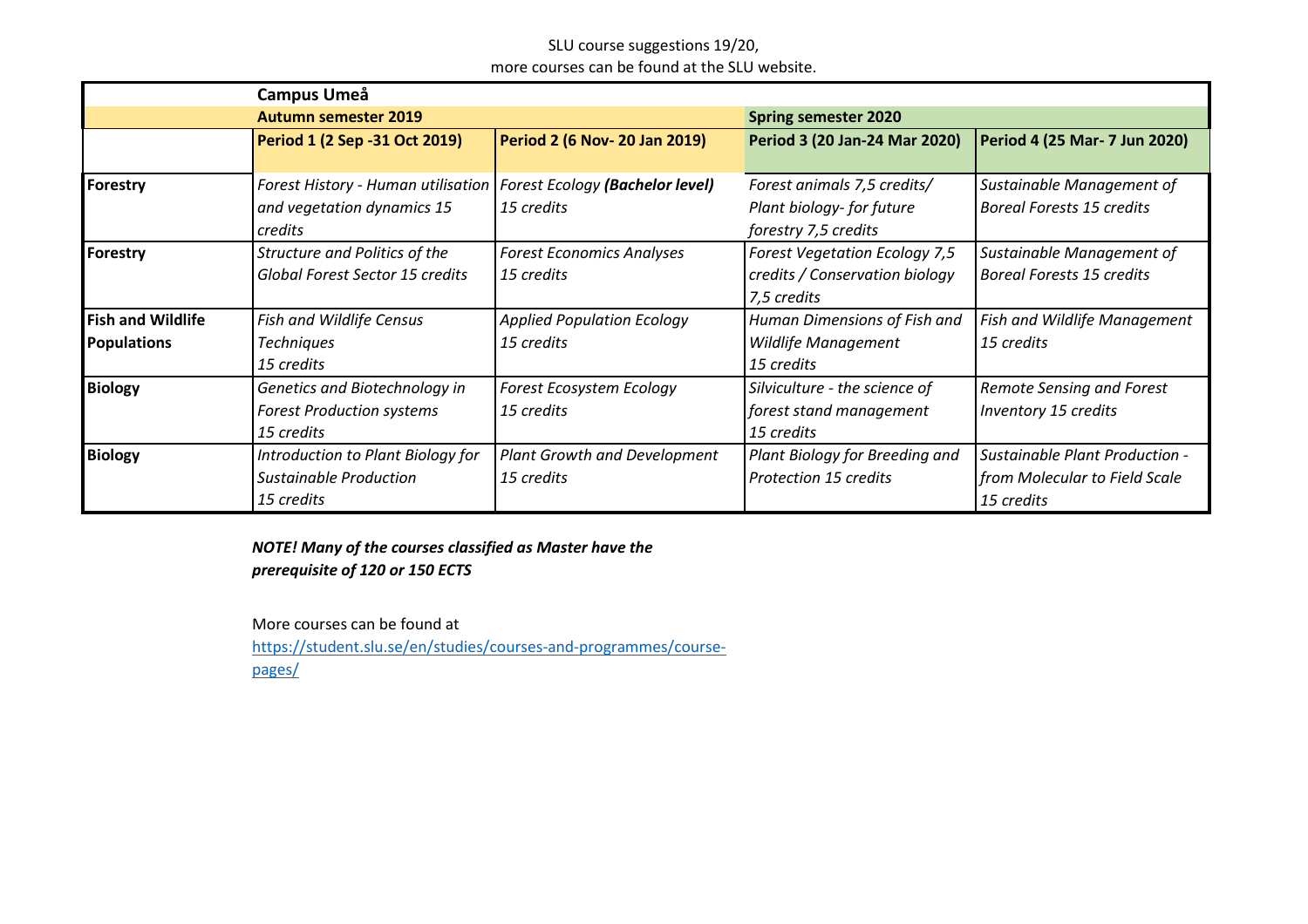SLU course suggestions 19/20,
more courses can be found at the SLU website.

| | **Campus Umeå** | | | |
|---|---|---|---|---|
| | **Autumn semester 2019** | | **Spring semester 2020** | |
| | **Period 1 (2 Sep -31 Oct 2019)** | **Period 2 (6 Nov- 20 Jan 2019)** | **Period 3 (20 Jan-24 Mar 2020)** | **Period 4 (25 Mar- 7 Jun 2020)** |
| **Forestry** | *Forest History - Human utilisation and vegetation dynamics 15 credits* | *Forest Ecology **(Bachelor level)** 15 credits* | *Forest animals 7,5 credits/ Plant biology- for future forestry 7,5 credits* | *Sustainable Management of Boreal Forests 15 credits* |
| **Forestry** | *Structure and Politics of the Global Forest Sector 15 credits* | *Forest Economics Analyses 15 credits* | *Forest Vegetation Ecology 7,5 credits / Conservation biology 7,5 credits* | *Sustainable Management of Boreal Forests 15 credits* |
| **Fish and Wildlife Populations** | *Fish and Wildlife Census Techniques 15 credits* | *Applied Population Ecology 15 credits* | *Human Dimensions of Fish and Wildlife Management 15 credits* | *Fish and Wildlife Management 15 credits* |
| **Biology** | *Genetics and Biotechnology in Forest Production systems 15 credits* | *Forest Ecosystem Ecology 15 credits* | *Silviculture - the science of forest stand management 15 credits* | *Remote Sensing and Forest Inventory 15 credits* |
| **Biology** | *Introduction to Plant Biology for Sustainable Production 15 credits* | *Plant Growth and Development 15 credits* | *Plant Biology for Breeding and Protection 15 credits* | *Sustainable Plant Production - from Molecular to Field Scale 15 credits* |

***NOTE! Many of the courses classified as Master have the prerequisite of 120 or 150 ECTS***

More courses can be found at
https://student.slu.se/en/studies/courses-and-programmes/course-pages/